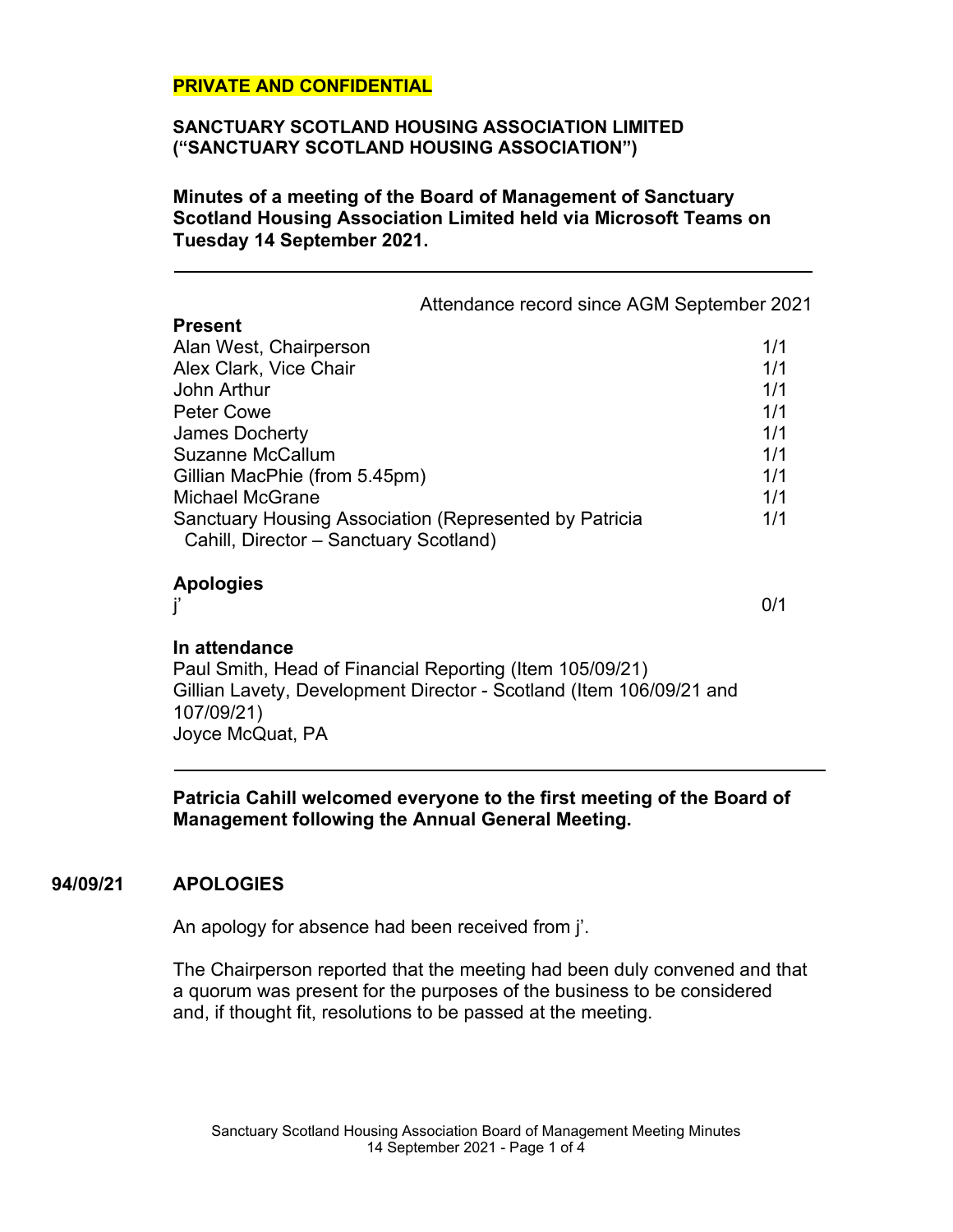**PRIVATE AND CONFIDENTIAL**

**SANCTUARY SCOTLAND HOUSING ASSOCIATION LIMITED ("SANCTUARY SCOTLAND HOUSING ASSOCIATION")**

**Minutes of a meeting of the Board of Management of Sanctuary Scotland Housing Association Limited held via Microsoft Teams on Tuesday 14 September 2021.**

---

| | Attendance record since AGM September 2021 |
|---|---|
| **Present** | |
| Alan West, Chairperson | 1/1 |
| Alex Clark, Vice Chair | 1/1 |
| John Arthur | 1/1 |
| Peter Cowe | 1/1 |
| James Docherty | 1/1 |
| Suzanne McCallum | 1/1 |
| Gillian MacPhie (from 5.45pm) | 1/1 |
| Michael McGrane | 1/1 |
| Sanctuary Housing Association (Represented by Patricia Cahill, Director – Sanctuary Scotland) | 1/1 |
| **Apologies** | |
| j' | 0/1 |

**In attendance**
Paul Smith, Head of Financial Reporting (Item 105/09/21)
Gillian Lavety, Development Director - Scotland (Item 106/09/21 and 107/09/21)
Joyce McQuat, PA

---

**Patricia Cahill welcomed everyone to the first meeting of the Board of Management following the Annual General Meeting.**

**94/09/21 APOLOGIES**

An apology for absence had been received from j'.

The Chairperson reported that the meeting had been duly convened and that a quorum was present for the purposes of the business to be considered and, if thought fit, resolutions to be passed at the meeting.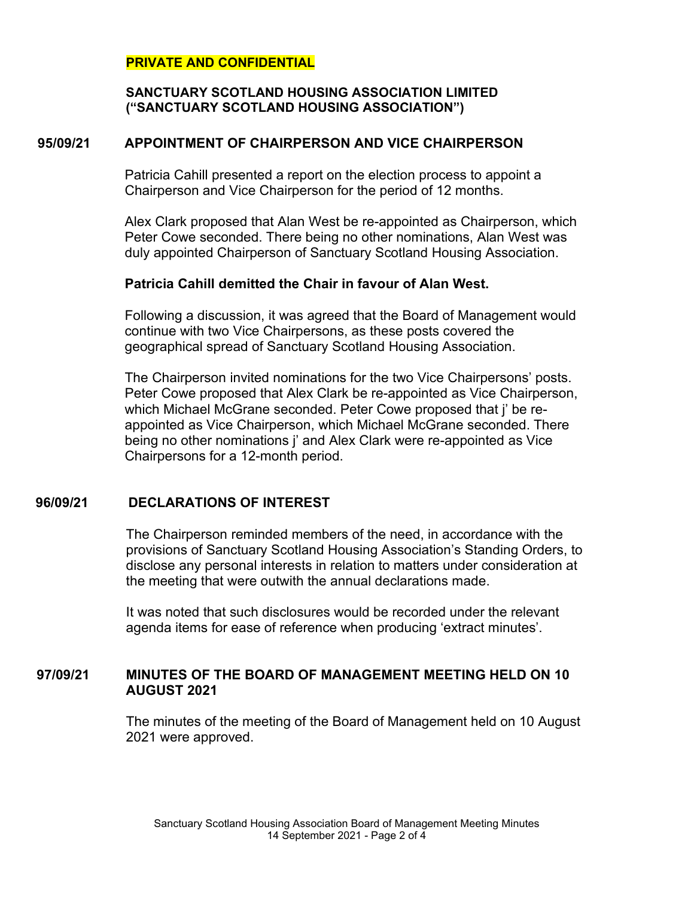**PRIVATE AND CONFIDENTIAL**

**SANCTUARY SCOTLAND HOUSING ASSOCIATION LIMITED ("SANCTUARY SCOTLAND HOUSING ASSOCIATION")**

## 95/09/21 APPOINTMENT OF CHAIRPERSON AND VICE CHAIRPERSON

Patricia Cahill presented a report on the election process to appoint a Chairperson and Vice Chairperson for the period of 12 months.

Alex Clark proposed that Alan West be re-appointed as Chairperson, which Peter Cowe seconded. There being no other nominations, Alan West was duly appointed Chairperson of Sanctuary Scotland Housing Association.

**Patricia Cahill demitted the Chair in favour of Alan West.**

Following a discussion, it was agreed that the Board of Management would continue with two Vice Chairpersons, as these posts covered the geographical spread of Sanctuary Scotland Housing Association.

The Chairperson invited nominations for the two Vice Chairpersons' posts. Peter Cowe proposed that Alex Clark be re-appointed as Vice Chairperson, which Michael McGrane seconded. Peter Cowe proposed that j' be re-appointed as Vice Chairperson, which Michael McGrane seconded. There being no other nominations j' and Alex Clark were re-appointed as Vice Chairpersons for a 12-month period.

## 96/09/21 DECLARATIONS OF INTEREST

The Chairperson reminded members of the need, in accordance with the provisions of Sanctuary Scotland Housing Association's Standing Orders, to disclose any personal interests in relation to matters under consideration at the meeting that were outwith the annual declarations made.

It was noted that such disclosures would be recorded under the relevant agenda items for ease of reference when producing 'extract minutes'.

## 97/09/21 MINUTES OF THE BOARD OF MANAGEMENT MEETING HELD ON 10 AUGUST 2021

The minutes of the meeting of the Board of Management held on 10 August 2021 were approved.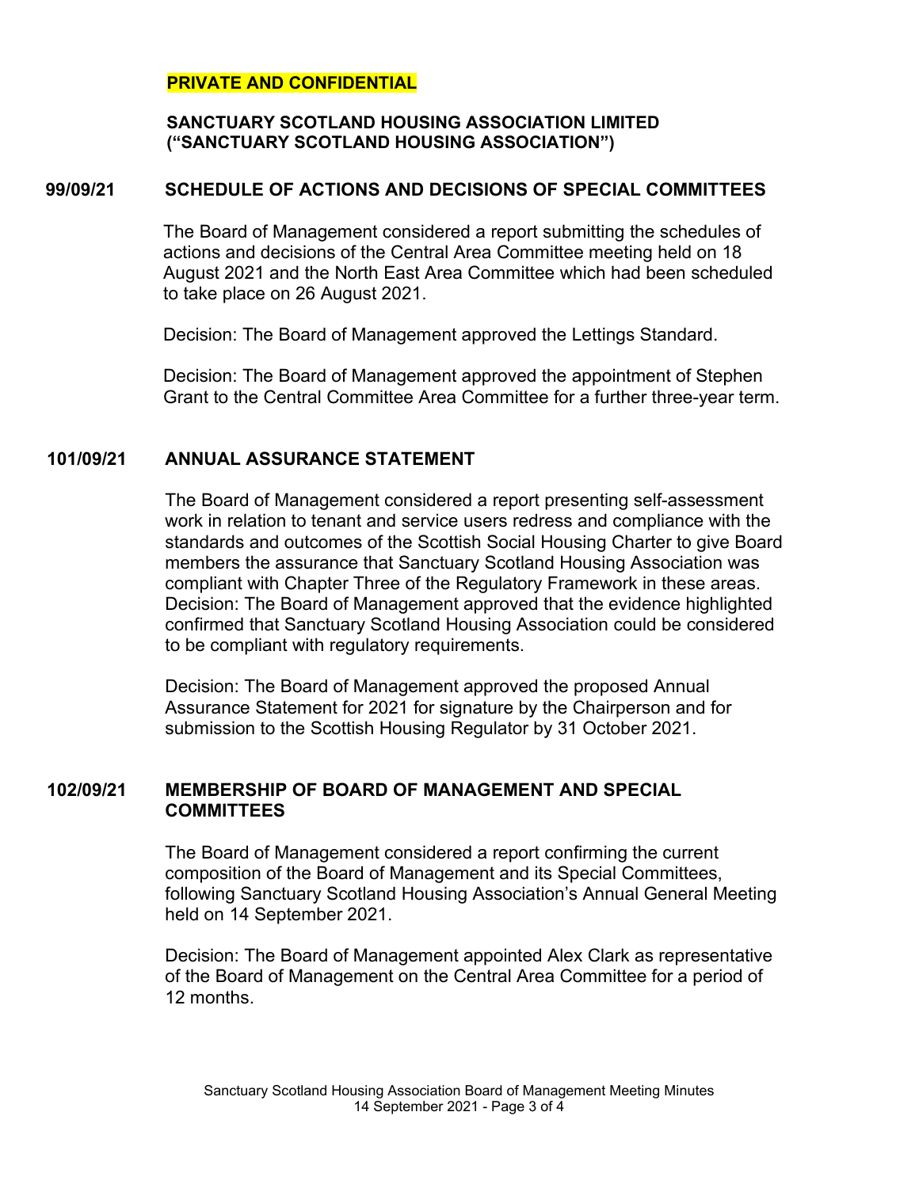**PRIVATE AND CONFIDENTIAL**

**SANCTUARY SCOTLAND HOUSING ASSOCIATION LIMITED ("SANCTUARY SCOTLAND HOUSING ASSOCIATION")**

## 99/09/21 SCHEDULE OF ACTIONS AND DECISIONS OF SPECIAL COMMITTEES

The Board of Management considered a report submitting the schedules of actions and decisions of the Central Area Committee meeting held on 18 August 2021 and the North East Area Committee which had been scheduled to take place on 26 August 2021.

Decision: The Board of Management approved the Lettings Standard.

Decision: The Board of Management approved the appointment of Stephen Grant to the Central Committee Area Committee for a further three-year term.

## 101/09/21 ANNUAL ASSURANCE STATEMENT

The Board of Management considered a report presenting self-assessment work in relation to tenant and service users redress and compliance with the standards and outcomes of the Scottish Social Housing Charter to give Board members the assurance that Sanctuary Scotland Housing Association was compliant with Chapter Three of the Regulatory Framework in these areas. Decision: The Board of Management approved that the evidence highlighted confirmed that Sanctuary Scotland Housing Association could be considered to be compliant with regulatory requirements.

Decision: The Board of Management approved the proposed Annual Assurance Statement for 2021 for signature by the Chairperson and for submission to the Scottish Housing Regulator by 31 October 2021.

## 102/09/21 MEMBERSHIP OF BOARD OF MANAGEMENT AND SPECIAL COMMITTEES

The Board of Management considered a report confirming the current composition of the Board of Management and its Special Committees, following Sanctuary Scotland Housing Association's Annual General Meeting held on 14 September 2021.

Decision: The Board of Management appointed Alex Clark as representative of the Board of Management on the Central Area Committee for a period of 12 months.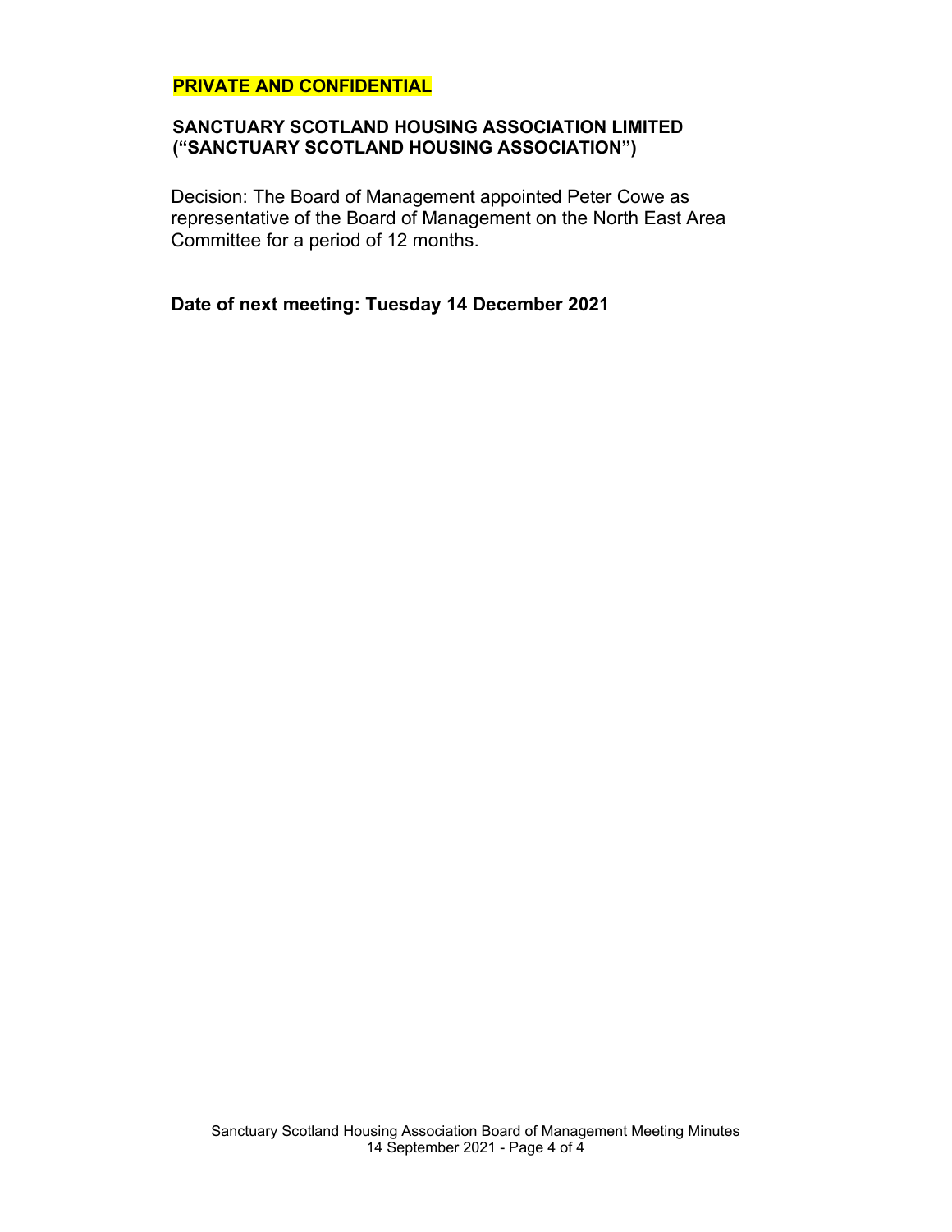**PRIVATE AND CONFIDENTIAL**

**SANCTUARY SCOTLAND HOUSING ASSOCIATION LIMITED („SANCTUARY SCOTLAND HOUSING ASSOCIATION")**

Decision: The Board of Management appointed Peter Cowe as representative of the Board of Management on the North East Area Committee for a period of 12 months.

**Date of next meeting: Tuesday 14 December 2021**